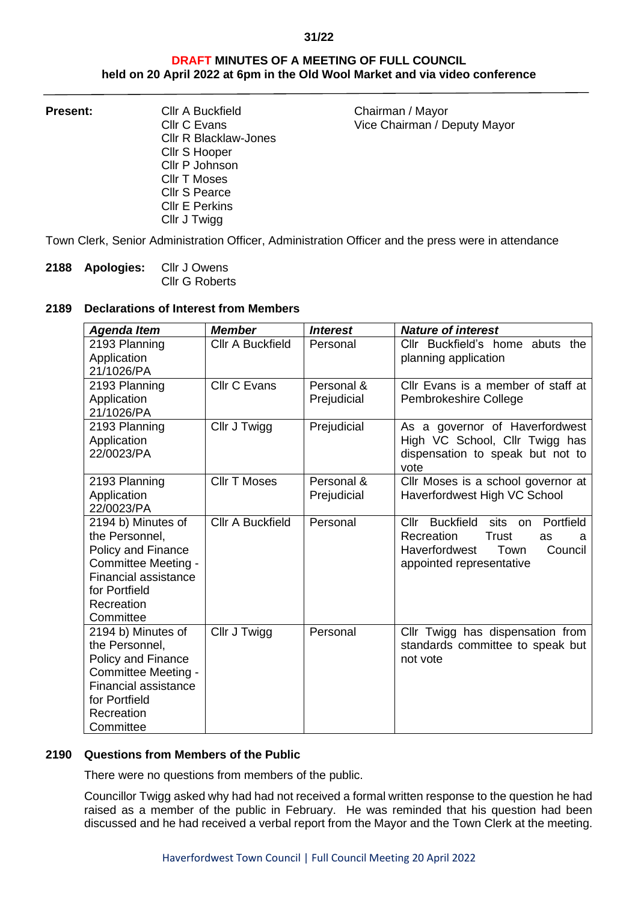31/22

## DRAFT MINUTES OF A MEETING OF FULL COUNCIL held on 20 April 2022 at 6pm in the Old Wool Market and via video conference

---

**Present:**

| | | |
|---|---|---|
| | Cllr A Buckfield | Chairman / Mayor |
| | Cllr C Evans | Vice Chairman / Deputy Mayor |
| | Cllr R Blacklaw-Jones | |
| | Cllr S Hooper | |
| | Cllr P Johnson | |
| | Cllr T Moses | |
| | Cllr S Pearce | |
| | Cllr E Perkins | |
| | Cllr J Twigg | |

Town Clerk, Senior Administration Officer, Administration Officer and the press were in attendance

**2188 Apologies:** Cllr J Owens
Cllr G Roberts

**2189 Declarations of Interest from Members**

| *Agenda Item* | *Member* | *Interest* | *Nature of interest* |
|---|---|---|---|
| 2193 Planning Application 21/1026/PA | Cllr A Buckfield | Personal | Cllr Buckfield's home abuts the planning application |
| 2193 Planning Application 21/1026/PA | Cllr C Evans | Personal & Prejudicial | Cllr Evans is a member of staff at Pembrokeshire College |
| 2193 Planning Application 22/0023/PA | Cllr J Twigg | Prejudicial | As a governor of Haverfordwest High VC School, Cllr Twigg has dispensation to speak but not to vote |
| 2193 Planning Application 22/0023/PA | Cllr T Moses | Personal & Prejudicial | Cllr Moses is a school governor at Haverfordwest High VC School |
| 2194 b) Minutes of the Personnel, Policy and Finance Committee Meeting - Financial assistance for Portfield Recreation Committee | Cllr A Buckfield | Personal | Cllr Buckfield sits on Portfield Recreation Trust as a Haverfordwest Town Council appointed representative |
| 2194 b) Minutes of the Personnel, Policy and Finance Committee Meeting - Financial assistance for Portfield Recreation Committee | Cllr J Twigg | Personal | Cllr Twigg has dispensation from standards committee to speak but not vote |

**2190 Questions from Members of the Public**

There were no questions from members of the public.

Councillor Twigg asked why had had not received a formal written response to the question he had raised as a member of the public in February. He was reminded that his question had been discussed and he had received a verbal report from the Mayor and the Town Clerk at the meeting.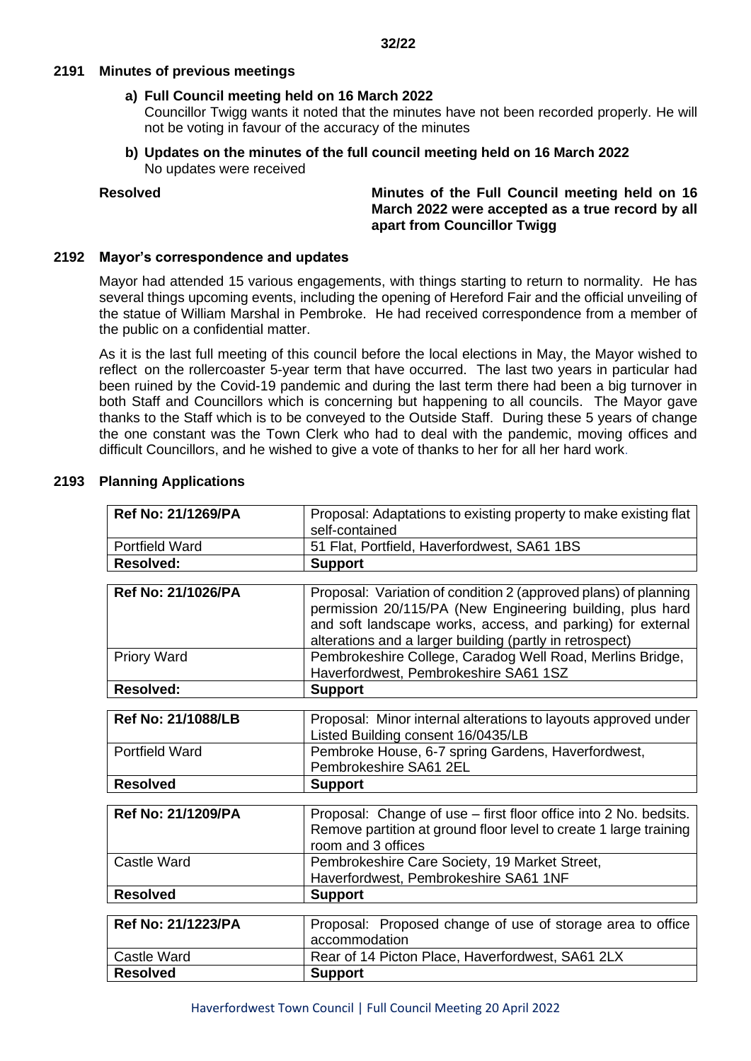32/22

## 2191 Minutes of previous meetings

**a) Full Council meeting held on 16 March 2022**

Councillor Twigg wants it noted that the minutes have not been recorded properly. He will not be voting in favour of the accuracy of the minutes

**b) Updates on the minutes of the full council meeting held on 16 March 2022**

No updates were received

**Resolved** **Minutes of the Full Council meeting held on 16 March 2022 were accepted as a true record by all apart from Councillor Twigg**

## 2192 Mayor's correspondence and updates

Mayor had attended 15 various engagements, with things starting to return to normality. He has several things upcoming events, including the opening of Hereford Fair and the official unveiling of the statue of William Marshal in Pembroke. He had received correspondence from a member of the public on a confidential matter.

As it is the last full meeting of this council before the local elections in May, the Mayor wished to reflect on the rollercoaster 5-year term that have occurred. The last two years in particular had been ruined by the Covid-19 pandemic and during the last term there had been a big turnover in both Staff and Councillors which is concerning but happening to all councils. The Mayor gave thanks to the Staff which is to be conveyed to the Outside Staff. During these 5 years of change the one constant was the Town Clerk who had to deal with the pandemic, moving offices and difficult Councillors, and he wished to give a vote of thanks to her for all her hard work.

## 2193 Planning Applications

| | |
|---|---|
| **Ref No: 21/1269/PA** | Proposal: Adaptations to existing property to make existing flat self-contained |
| Portfield Ward | 51 Flat, Portfield, Haverfordwest, SA61 1BS |
| **Resolved:** | **Support** |

| | |
|---|---|
| **Ref No: 21/1026/PA** | Proposal: Variation of condition 2 (approved plans) of planning permission 20/115/PA (New Engineering building, plus hard and soft landscape works, access, and parking) for external alterations and a larger building (partly in retrospect) |
| Priory Ward | Pembrokeshire College, Caradog Well Road, Merlins Bridge, Haverfordwest, Pembrokeshire SA61 1SZ |
| **Resolved:** | **Support** |

| | |
|---|---|
| **Ref No: 21/1088/LB** | Proposal: Minor internal alterations to layouts approved under Listed Building consent 16/0435/LB |
| Portfield Ward | Pembroke House, 6-7 spring Gardens, Haverfordwest, Pembrokeshire SA61 2EL |
| **Resolved** | **Support** |

| | |
|---|---|
| **Ref No: 21/1209/PA** | Proposal: Change of use – first floor office into 2 No. bedsits. Remove partition at ground floor level to create 1 large training room and 3 offices |
| Castle Ward | Pembrokeshire Care Society, 19 Market Street, Haverfordwest, Pembrokeshire SA61 1NF |
| **Resolved** | **Support** |

| | |
|---|---|
| **Ref No: 21/1223/PA** | Proposal: Proposed change of use of storage area to office accommodation |
| Castle Ward | Rear of 14 Picton Place, Haverfordwest, SA61 2LX |
| **Resolved** | **Support** |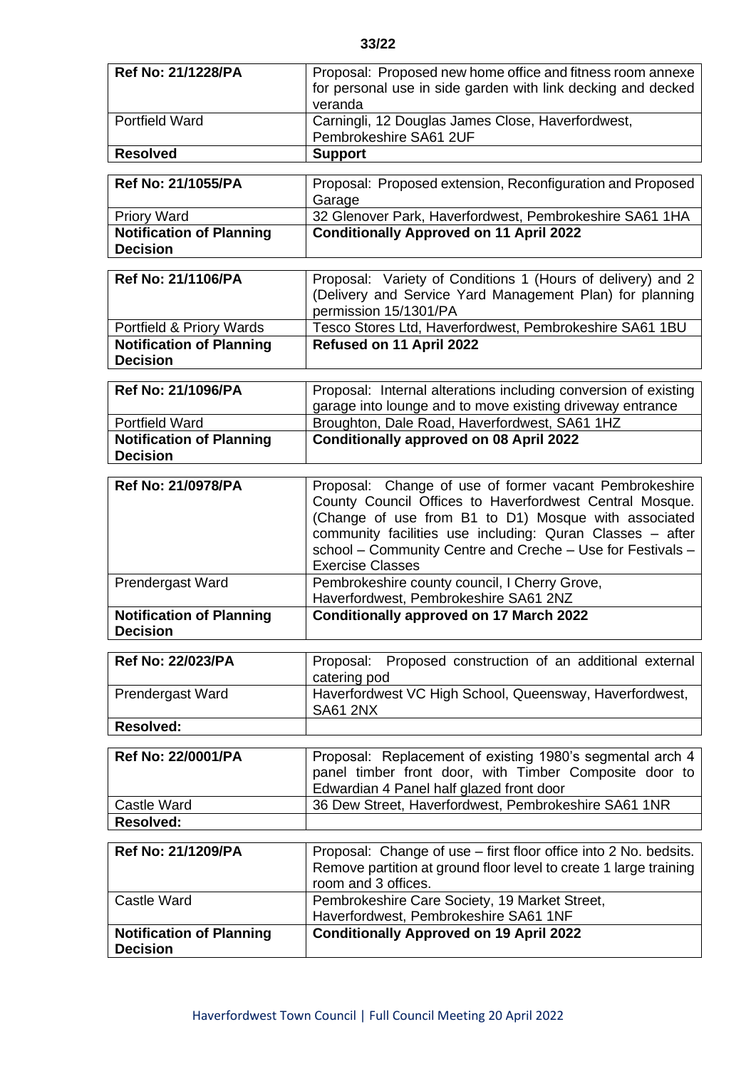| | |
|---|---|
| **Ref No: 21/1228/PA** | Proposal: Proposed new home office and fitness room annexe for personal use in side garden with link decking and decked veranda |
| Portfield Ward | Carningli, 12 Douglas James Close, Haverfordwest, Pembrokeshire SA61 2UF |
| **Resolved** | **Support** |

| | |
|---|---|
| **Ref No: 21/1055/PA** | Proposal: Proposed extension, Reconfiguration and Proposed Garage |
| Priory Ward | 32 Glenover Park, Haverfordwest, Pembrokeshire SA61 1HA |
| **Notification of Planning Decision** | **Conditionally Approved on 11 April 2022** |

| | |
|---|---|
| **Ref No: 21/1106/PA** | Proposal: Variety of Conditions 1 (Hours of delivery) and 2 (Delivery and Service Yard Management Plan) for planning permission 15/1301/PA |
| Portfield & Priory Wards | Tesco Stores Ltd, Haverfordwest, Pembrokeshire SA61 1BU |
| **Notification of Planning Decision** | **Refused on 11 April 2022** |

| | |
|---|---|
| **Ref No: 21/1096/PA** | Proposal: Internal alterations including conversion of existing garage into lounge and to move existing driveway entrance |
| Portfield Ward | Broughton, Dale Road, Haverfordwest, SA61 1HZ |
| **Notification of Planning Decision** | **Conditionally approved on 08 April 2022** |

| | |
|---|---|
| **Ref No: 21/0978/PA** | Proposal: Change of use of former vacant Pembrokeshire County Council Offices to Haverfordwest Central Mosque. (Change of use from B1 to D1) Mosque with associated community facilities use including: Quran Classes – after school – Community Centre and Creche – Use for Festivals – Exercise Classes |
| Prendergast Ward | Pembrokeshire county council, I Cherry Grove, Haverfordwest, Pembrokeshire SA61 2NZ |
| **Notification of Planning Decision** | **Conditionally approved on 17 March 2022** |

| | |
|---|---|
| **Ref No: 22/023/PA** | Proposal: Proposed construction of an additional external catering pod |
| Prendergast Ward | Haverfordwest VC High School, Queensway, Haverfordwest, SA61 2NX |
| **Resolved:** | |

| | |
|---|---|
| **Ref No: 22/0001/PA** | Proposal: Replacement of existing 1980's segmental arch 4 panel timber front door, with Timber Composite door to Edwardian 4 Panel half glazed front door |
| Castle Ward | 36 Dew Street, Haverfordwest, Pembrokeshire SA61 1NR |
| **Resolved:** | |

| | |
|---|---|
| **Ref No: 21/1209/PA** | Proposal: Change of use – first floor office into 2 No. bedsits. Remove partition at ground floor level to create 1 large training room and 3 offices. |
| Castle Ward | Pembrokeshire Care Society, 19 Market Street, Haverfordwest, Pembrokeshire SA61 1NF |
| **Notification of Planning Decision** | **Conditionally Approved on 19 April 2022** |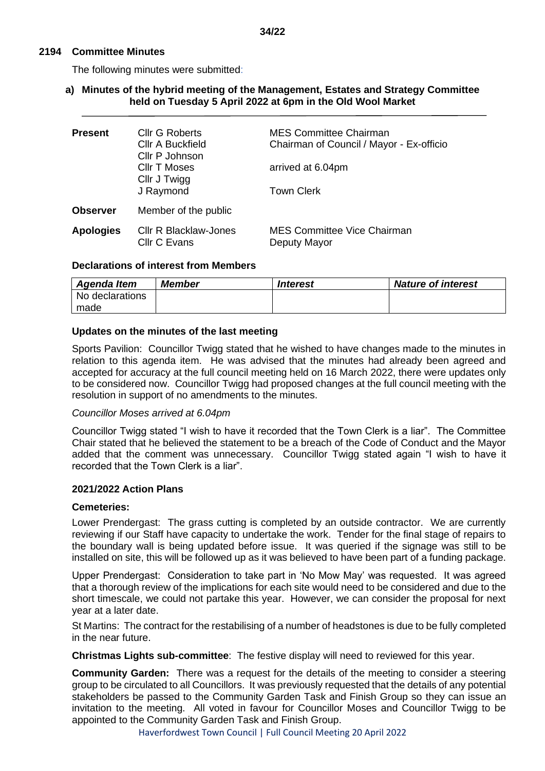## 2194 Committee Minutes

The following minutes were submitted:

### a) Minutes of the hybrid meeting of the Management, Estates and Strategy Committee held on Tuesday 5 April 2022 at 6pm in the Old Wool Market

| | | |
|---|---|---|
| **Present** | Cllr G Roberts | MES Committee Chairman |
| | Cllr A Buckfield | Chairman of Council / Mayor - Ex-officio |
| | Cllr P Johnson | |
| | Cllr T Moses | arrived at 6.04pm |
| | Cllr J Twigg | |
| | J Raymond | Town Clerk |
| **Observer** | Member of the public | |
| **Apologies** | Cllr R Blacklaw-Jones | MES Committee Vice Chairman |
| | Cllr C Evans | Deputy Mayor |

**Declarations of interest from Members**

| *Agenda Item* | *Member* | *Interest* | *Nature of interest* |
|---|---|---|---|
| No declarations made | | | |

**Updates on the minutes of the last meeting**

Sports Pavilion: Councillor Twigg stated that he wished to have changes made to the minutes in relation to this agenda item. He was advised that the minutes had already been agreed and accepted for accuracy at the full council meeting held on 16 March 2022, there were updates only to be considered now. Councillor Twigg had proposed changes at the full council meeting with the resolution in support of no amendments to the minutes.

*Councillor Moses arrived at 6.04pm*

Councillor Twigg stated "I wish to have it recorded that the Town Clerk is a liar". The Committee Chair stated that he believed the statement to be a breach of the Code of Conduct and the Mayor added that the comment was unnecessary. Councillor Twigg stated again "I wish to have it recorded that the Town Clerk is a liar".

**2021/2022 Action Plans**

**Cemeteries:**

Lower Prendergast: The grass cutting is completed by an outside contractor. We are currently reviewing if our Staff have capacity to undertake the work. Tender for the final stage of repairs to the boundary wall is being updated before issue. It was queried if the signage was still to be installed on site, this will be followed up as it was believed to have been part of a funding package.

Upper Prendergast: Consideration to take part in 'No Mow May' was requested. It was agreed that a thorough review of the implications for each site would need to be considered and due to the short timescale, we could not partake this year. However, we can consider the proposal for next year at a later date.

St Martins: The contract for the restabilising of a number of headstones is due to be fully completed in the near future.

**Christmas Lights sub-committee**: The festive display will need to reviewed for this year.

**Community Garden:** There was a request for the details of the meeting to consider a steering group to be circulated to all Councillors. It was previously requested that the details of any potential stakeholders be passed to the Community Garden Task and Finish Group so they can issue an invitation to the meeting. All voted in favour for Councillor Moses and Councillor Twigg to be appointed to the Community Garden Task and Finish Group.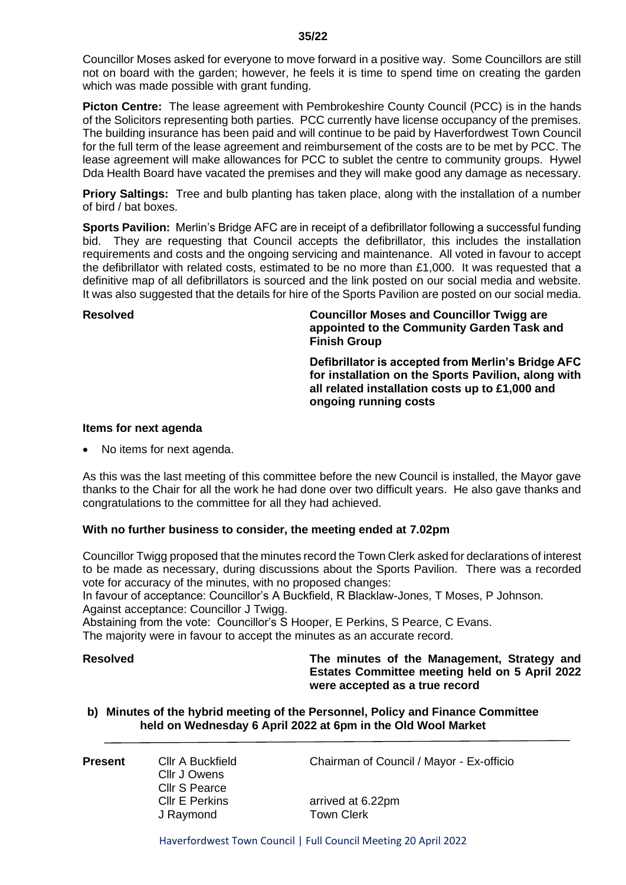Councillor Moses asked for everyone to move forward in a positive way. Some Councillors are still not on board with the garden; however, he feels it is time to spend time on creating the garden which was made possible with grant funding.

**Picton Centre:** The lease agreement with Pembrokeshire County Council (PCC) is in the hands of the Solicitors representing both parties. PCC currently have license occupancy of the premises. The building insurance has been paid and will continue to be paid by Haverfordwest Town Council for the full term of the lease agreement and reimbursement of the costs are to be met by PCC. The lease agreement will make allowances for PCC to sublet the centre to community groups. Hywel Dda Health Board have vacated the premises and they will make good any damage as necessary.

**Priory Saltings:** Tree and bulb planting has taken place, along with the installation of a number of bird / bat boxes.

**Sports Pavilion:** Merlin's Bridge AFC are in receipt of a defibrillator following a successful funding bid. They are requesting that Council accepts the defibrillator, this includes the installation requirements and costs and the ongoing servicing and maintenance. All voted in favour to accept the defibrillator with related costs, estimated to be no more than £1,000. It was requested that a definitive map of all defibrillators is sourced and the link posted on our social media and website. It was also suggested that the details for hire of the Sports Pavilion are posted on our social media.

**Resolved** **Councillor Moses and Councillor Twigg are appointed to the Community Garden Task and Finish Group**

**Defibrillator is accepted from Merlin's Bridge AFC for installation on the Sports Pavilion, along with all related installation costs up to £1,000 and ongoing running costs**

### Items for next agenda

- No items for next agenda.

As this was the last meeting of this committee before the new Council is installed, the Mayor gave thanks to the Chair for all the work he had done over two difficult years. He also gave thanks and congratulations to the committee for all they had achieved.

**With no further business to consider, the meeting ended at 7.02pm**

Councillor Twigg proposed that the minutes record the Town Clerk asked for declarations of interest to be made as necessary, during discussions about the Sports Pavilion. There was a recorded vote for accuracy of the minutes, with no proposed changes:
In favour of acceptance: Councillor's A Buckfield, R Blacklaw-Jones, T Moses, P Johnson.
Against acceptance: Councillor J Twigg.
Abstaining from the vote: Councillor's S Hooper, E Perkins, S Pearce, C Evans.
The majority were in favour to accept the minutes as an accurate record.

**Resolved** **The minutes of the Management, Strategy and Estates Committee meeting held on 5 April 2022 were accepted as a true record**

### b) Minutes of the hybrid meeting of the Personnel, Policy and Finance Committee held on Wednesday 6 April 2022 at 6pm in the Old Wool Market

| **Present** | | |
|---|---|---|
| | Cllr A Buckfield | Chairman of Council / Mayor - Ex-officio |
| | Cllr J Owens | |
| | Cllr S Pearce | |
| | Cllr E Perkins | arrived at 6.22pm |
| | J Raymond | Town Clerk |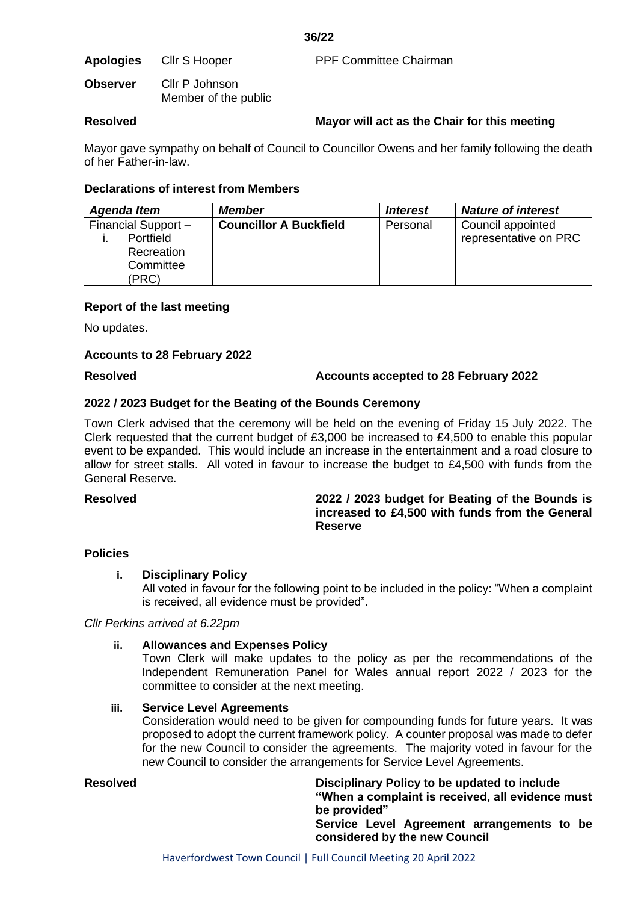**36/22**

| | | |
|---|---|---|
| **Apologies** | Cllr S Hooper | PPF Committee Chairman |
| **Observer** | Cllr P Johnson<br>Member of the public | |

**Resolved** **Mayor will act as the Chair for this meeting**

Mayor gave sympathy on behalf of Council to Councillor Owens and her family following the death of her Father-in-law.

**Declarations of interest from Members**

| *Agenda Item* | *Member* | *Interest* | *Nature of interest* |
|---|---|---|---|
| Financial Support – i. Portfield Recreation Committee (PRC) | **Councillor A Buckfield** | Personal | Council appointed representative on PRC |

**Report of the last meeting**

No updates.

**Accounts to 28 February 2022**

**Resolved** **Accounts accepted to 28 February 2022**

**2022 / 2023 Budget for the Beating of the Bounds Ceremony**

Town Clerk advised that the ceremony will be held on the evening of Friday 15 July 2022. The Clerk requested that the current budget of £3,000 be increased to £4,500 to enable this popular event to be expanded. This would include an increase in the entertainment and a road closure to allow for street stalls. All voted in favour to increase the budget to £4,500 with funds from the General Reserve.

**Resolved** **2022 / 2023 budget for Beating of the Bounds is increased to £4,500 with funds from the General Reserve**

**Policies**

**i. Disciplinary Policy**
All voted in favour for the following point to be included in the policy: "When a complaint is received, all evidence must be provided".

*Cllr Perkins arrived at 6.22pm*

**ii. Allowances and Expenses Policy**
Town Clerk will make updates to the policy as per the recommendations of the Independent Remuneration Panel for Wales annual report 2022 / 2023 for the committee to consider at the next meeting.

**iii. Service Level Agreements**
Consideration would need to be given for compounding funds for future years. It was proposed to adopt the current framework policy. A counter proposal was made to defer for the new Council to consider the agreements. The majority voted in favour for the new Council to consider the arrangements for Service Level Agreements.

**Resolved** **Disciplinary Policy to be updated to include "When a complaint is received, all evidence must be provided"**
**Service Level Agreement arrangements to be considered by the new Council**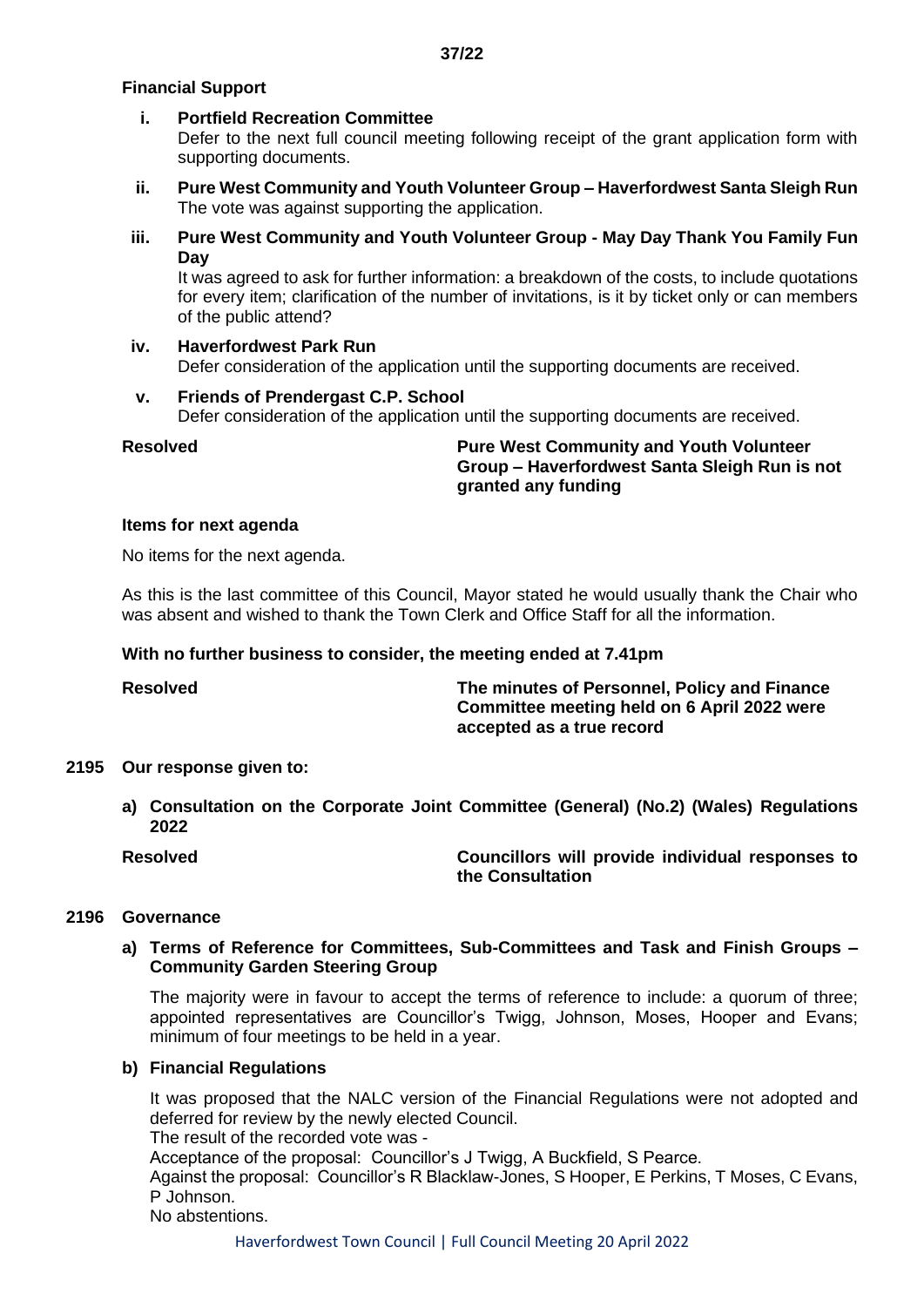**Financial Support**

i. **Portfield Recreation Committee**
   Defer to the next full council meeting following receipt of the grant application form with supporting documents.

ii. **Pure West Community and Youth Volunteer Group – Haverfordwest Santa Sleigh Run**
   The vote was against supporting the application.

iii. **Pure West Community and Youth Volunteer Group - May Day Thank You Family Fun Day**
   It was agreed to ask for further information: a breakdown of the costs, to include quotations for every item; clarification of the number of invitations, is it by ticket only or can members of the public attend?

iv. **Haverfordwest Park Run**
   Defer consideration of the application until the supporting documents are received.

v. **Friends of Prendergast C.P. School**
   Defer consideration of the application until the supporting documents are received.

**Resolved** — **Pure West Community and Youth Volunteer Group – Haverfordwest Santa Sleigh Run is not granted any funding**

**Items for next agenda**

No items for the next agenda.

As this is the last committee of this Council, Mayor stated he would usually thank the Chair who was absent and wished to thank the Town Clerk and Office Staff for all the information.

**With no further business to consider, the meeting ended at 7.41pm**

**Resolved** — **The minutes of Personnel, Policy and Finance Committee meeting held on 6 April 2022 were accepted as a true record**

## 2195 Our response given to:

**a) Consultation on the Corporate Joint Committee (General) (No.2) (Wales) Regulations 2022**

**Resolved** — **Councillors will provide individual responses to the Consultation**

## 2196 Governance

**a) Terms of Reference for Committees, Sub-Committees and Task and Finish Groups – Community Garden Steering Group**

The majority were in favour to accept the terms of reference to include: a quorum of three; appointed representatives are Councillor's Twigg, Johnson, Moses, Hooper and Evans; minimum of four meetings to be held in a year.

**b) Financial Regulations**

It was proposed that the NALC version of the Financial Regulations were not adopted and deferred for review by the newly elected Council.
The result of the recorded vote was -
Acceptance of the proposal: Councillor's J Twigg, A Buckfield, S Pearce.
Against the proposal: Councillor's R Blacklaw-Jones, S Hooper, E Perkins, T Moses, C Evans, P Johnson.
No abstentions.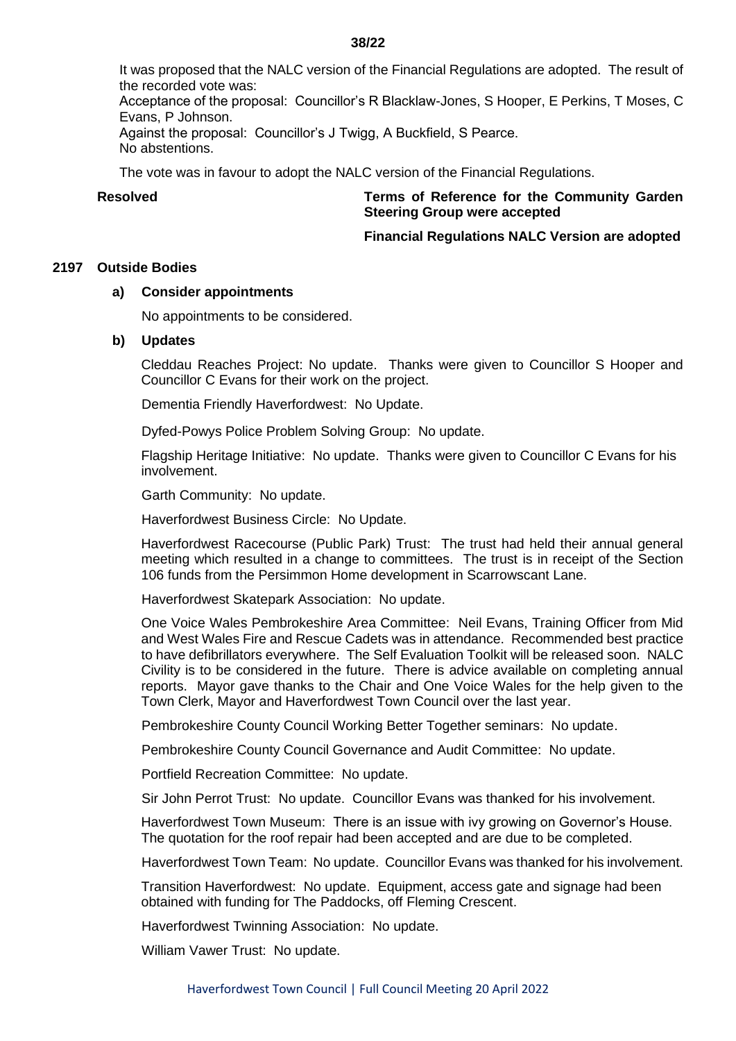It was proposed that the NALC version of the Financial Regulations are adopted. The result of the recorded vote was:
Acceptance of the proposal: Councillor's R Blacklaw-Jones, S Hooper, E Perkins, T Moses, C Evans, P Johnson.
Against the proposal: Councillor's J Twigg, A Buckfield, S Pearce.
No abstentions.

The vote was in favour to adopt the NALC version of the Financial Regulations.

**Resolved** **Terms of Reference for the Community Garden Steering Group were accepted**

**Financial Regulations NALC Version are adopted**

## 2197 Outside Bodies

### a) Consider appointments

No appointments to be considered.

### b) Updates

Cleddau Reaches Project: No update. Thanks were given to Councillor S Hooper and Councillor C Evans for their work on the project.

Dementia Friendly Haverfordwest: No Update.

Dyfed-Powys Police Problem Solving Group: No update.

Flagship Heritage Initiative: No update. Thanks were given to Councillor C Evans for his involvement.

Garth Community: No update.

Haverfordwest Business Circle: No Update.

Haverfordwest Racecourse (Public Park) Trust: The trust had held their annual general meeting which resulted in a change to committees. The trust is in receipt of the Section 106 funds from the Persimmon Home development in Scarrowscant Lane.

Haverfordwest Skatepark Association: No update.

One Voice Wales Pembrokeshire Area Committee: Neil Evans, Training Officer from Mid and West Wales Fire and Rescue Cadets was in attendance. Recommended best practice to have defibrillators everywhere. The Self Evaluation Toolkit will be released soon. NALC Civility is to be considered in the future. There is advice available on completing annual reports. Mayor gave thanks to the Chair and One Voice Wales for the help given to the Town Clerk, Mayor and Haverfordwest Town Council over the last year.

Pembrokeshire County Council Working Better Together seminars: No update.

Pembrokeshire County Council Governance and Audit Committee: No update.

Portfield Recreation Committee: No update.

Sir John Perrot Trust: No update. Councillor Evans was thanked for his involvement.

Haverfordwest Town Museum: There is an issue with ivy growing on Governor's House. The quotation for the roof repair had been accepted and are due to be completed.

Haverfordwest Town Team: No update. Councillor Evans was thanked for his involvement.

Transition Haverfordwest: No update. Equipment, access gate and signage had been obtained with funding for The Paddocks, off Fleming Crescent.

Haverfordwest Twinning Association: No update.

William Vawer Trust: No update.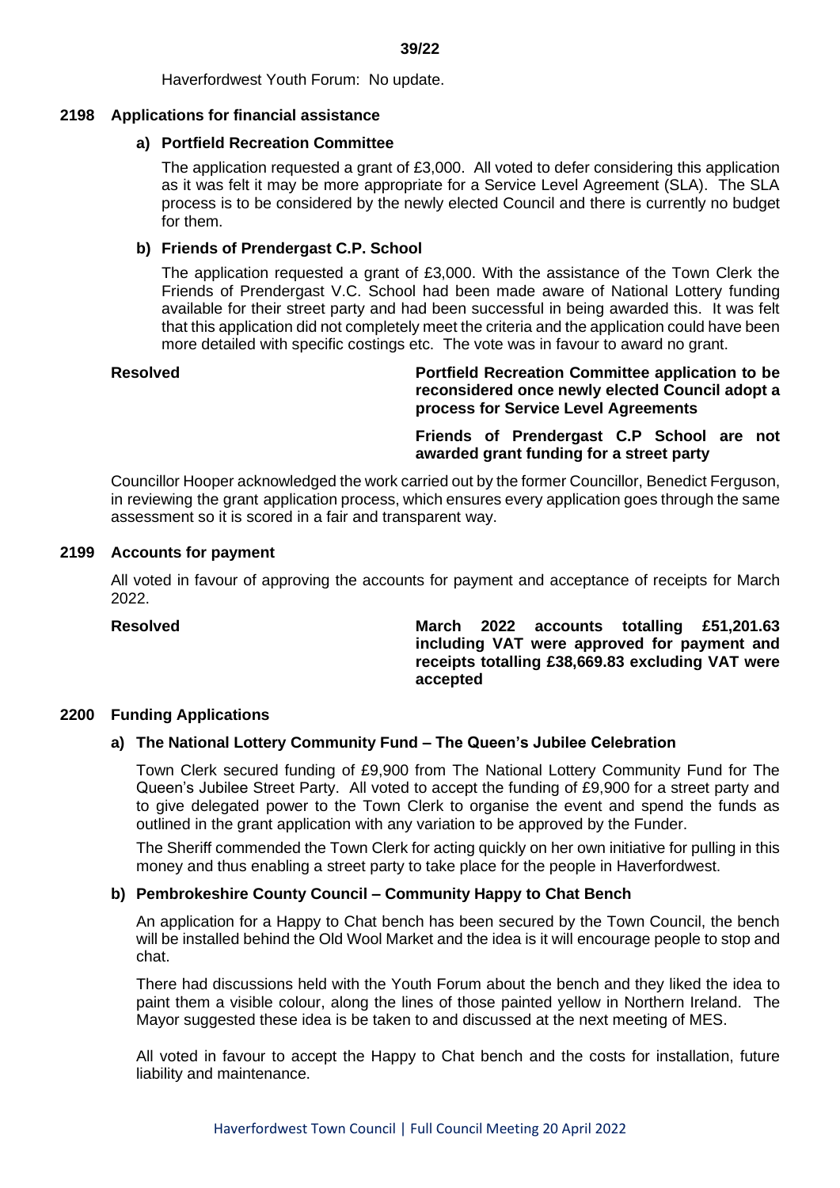Haverfordwest Youth Forum: No update.

**2198 Applications for financial assistance**

**a) Portfield Recreation Committee**

The application requested a grant of £3,000. All voted to defer considering this application as it was felt it may be more appropriate for a Service Level Agreement (SLA). The SLA process is to be considered by the newly elected Council and there is currently no budget for them.

**b) Friends of Prendergast C.P. School**

The application requested a grant of £3,000. With the assistance of the Town Clerk the Friends of Prendergast V.C. School had been made aware of National Lottery funding available for their street party and had been successful in being awarded this. It was felt that this application did not completely meet the criteria and the application could have been more detailed with specific costings etc. The vote was in favour to award no grant.

**Resolved** **Portfield Recreation Committee application to be reconsidered once newly elected Council adopt a process for Service Level Agreements**

**Friends of Prendergast C.P School are not awarded grant funding for a street party**

Councillor Hooper acknowledged the work carried out by the former Councillor, Benedict Ferguson, in reviewing the grant application process, which ensures every application goes through the same assessment so it is scored in a fair and transparent way.

**2199 Accounts for payment**

All voted in favour of approving the accounts for payment and acceptance of receipts for March 2022.

**Resolved** **March 2022 accounts totalling £51,201.63 including VAT were approved for payment and receipts totalling £38,669.83 excluding VAT were accepted**

**2200 Funding Applications**

**a) The National Lottery Community Fund – The Queen's Jubilee Celebration**

Town Clerk secured funding of £9,900 from The National Lottery Community Fund for The Queen's Jubilee Street Party. All voted to accept the funding of £9,900 for a street party and to give delegated power to the Town Clerk to organise the event and spend the funds as outlined in the grant application with any variation to be approved by the Funder.

The Sheriff commended the Town Clerk for acting quickly on her own initiative for pulling in this money and thus enabling a street party to take place for the people in Haverfordwest.

**b) Pembrokeshire County Council – Community Happy to Chat Bench**

An application for a Happy to Chat bench has been secured by the Town Council, the bench will be installed behind the Old Wool Market and the idea is it will encourage people to stop and chat.

There had discussions held with the Youth Forum about the bench and they liked the idea to paint them a visible colour, along the lines of those painted yellow in Northern Ireland. The Mayor suggested these idea is be taken to and discussed at the next meeting of MES.

All voted in favour to accept the Happy to Chat bench and the costs for installation, future liability and maintenance.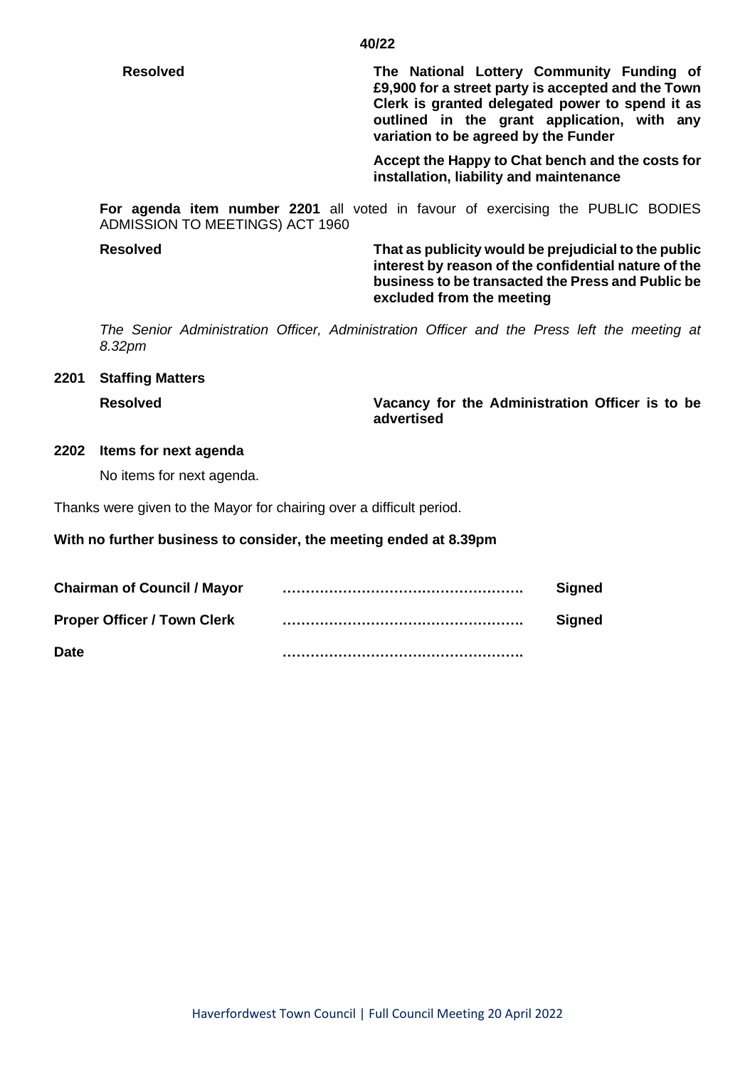**Resolved** **The National Lottery Community Funding of £9,900 for a street party is accepted and the Town Clerk is granted delegated power to spend it as outlined in the grant application, with any variation to be agreed by the Funder**

**Accept the Happy to Chat bench and the costs for installation, liability and maintenance**

**For agenda item number 2201** all voted in favour of exercising the PUBLIC BODIES ADMISSION TO MEETINGS) ACT 1960

**Resolved** **That as publicity would be prejudicial to the public interest by reason of the confidential nature of the business to be transacted the Press and Public be excluded from the meeting**

*The Senior Administration Officer, Administration Officer and the Press left the meeting at 8.32pm*

**2201 Staffing Matters**

**Resolved** **Vacancy for the Administration Officer is to be advertised**

**2202 Items for next agenda**

No items for next agenda.

Thanks were given to the Mayor for chairing over a difficult period.

**With no further business to consider, the meeting ended at 8.39pm**

| | | |
|---|---|---|
| **Chairman of Council / Mayor** | ……………………………………………. | **Signed** |
| **Proper Officer / Town Clerk** | ……………………………………………. | **Signed** |
| **Date** | ……………………………………………. | |